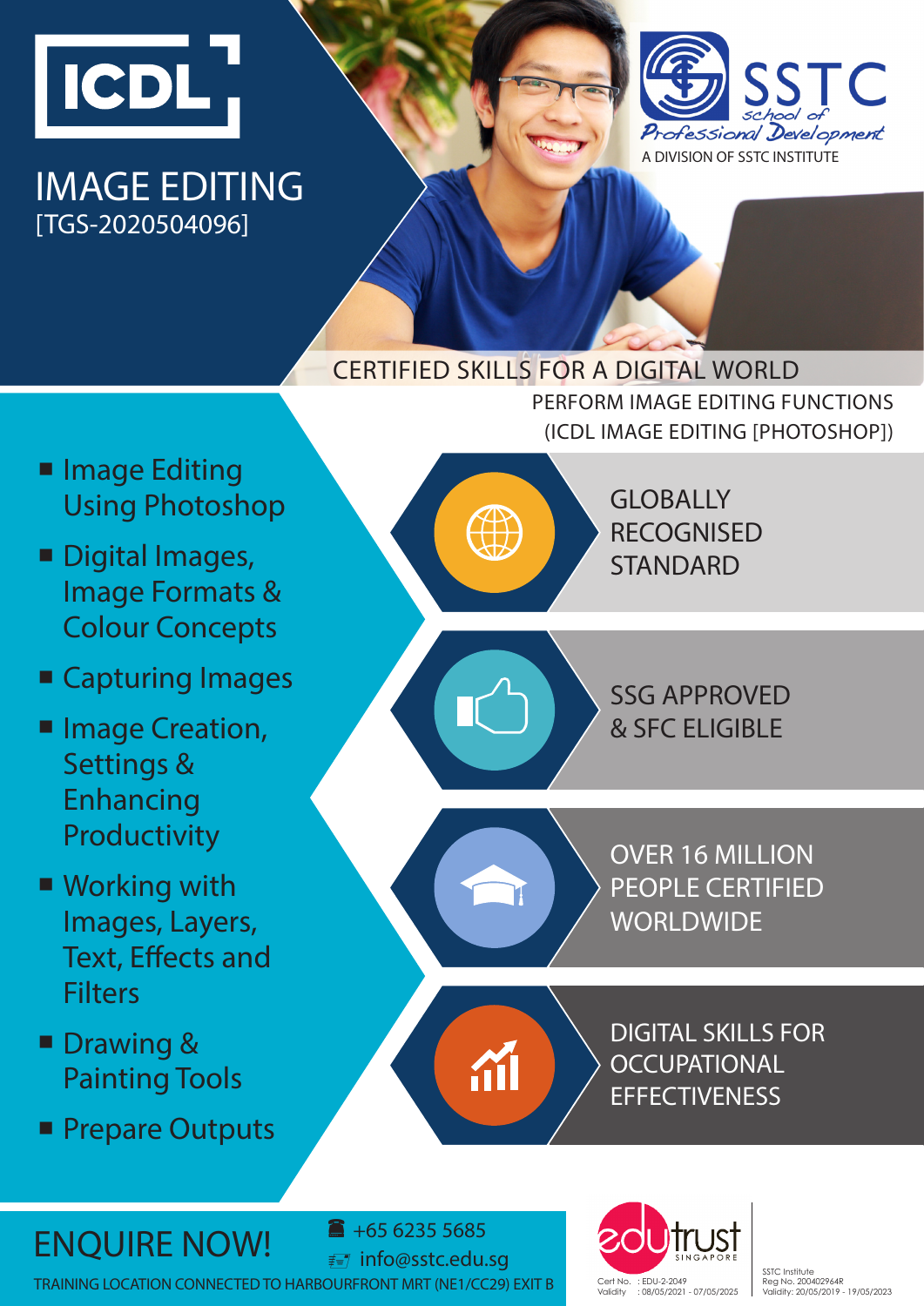# ICDL

## IMAGE EDITING
[TGS-2020504096]

SSTC school of Professional Development

A DIVISION OF SSTC INSTITUTE

### CERTIFIED SKILLS FOR A DIGITAL WORLD

PERFORM IMAGE EDITING FUNCTIONS
(ICDL IMAGE EDITING [PHOTOSHOP])

- Image Editing Using Photoshop
- Digital Images, Image Formats & Colour Concepts
- Capturing Images
- Image Creation, Settings & Enhancing Productivity
- Working with Images, Layers, Text, Effects and Filters
- Drawing & Painting Tools
- Prepare Outputs

GLOBALLY RECOGNISED STANDARD

SSG APPROVED & SFC ELIGIBLE

OVER 16 MILLION PEOPLE CERTIFIED WORLDWIDE

DIGITAL SKILLS FOR OCCUPATIONAL EFFECTIVENESS

## ENQUIRE NOW!

+65 6235 5685
info@sstc.edu.sg

TRAINING LOCATION CONNECTED TO HARBOURFRONT MRT (NE1/CC29) EXIT B

edutrust SINGAPORE
Cert No. : EDU-2-2049
Validity : 08/05/2021 - 07/05/2025

SSTC Institute
Reg No. 200402964R
Validity: 20/05/2019 - 19/05/2023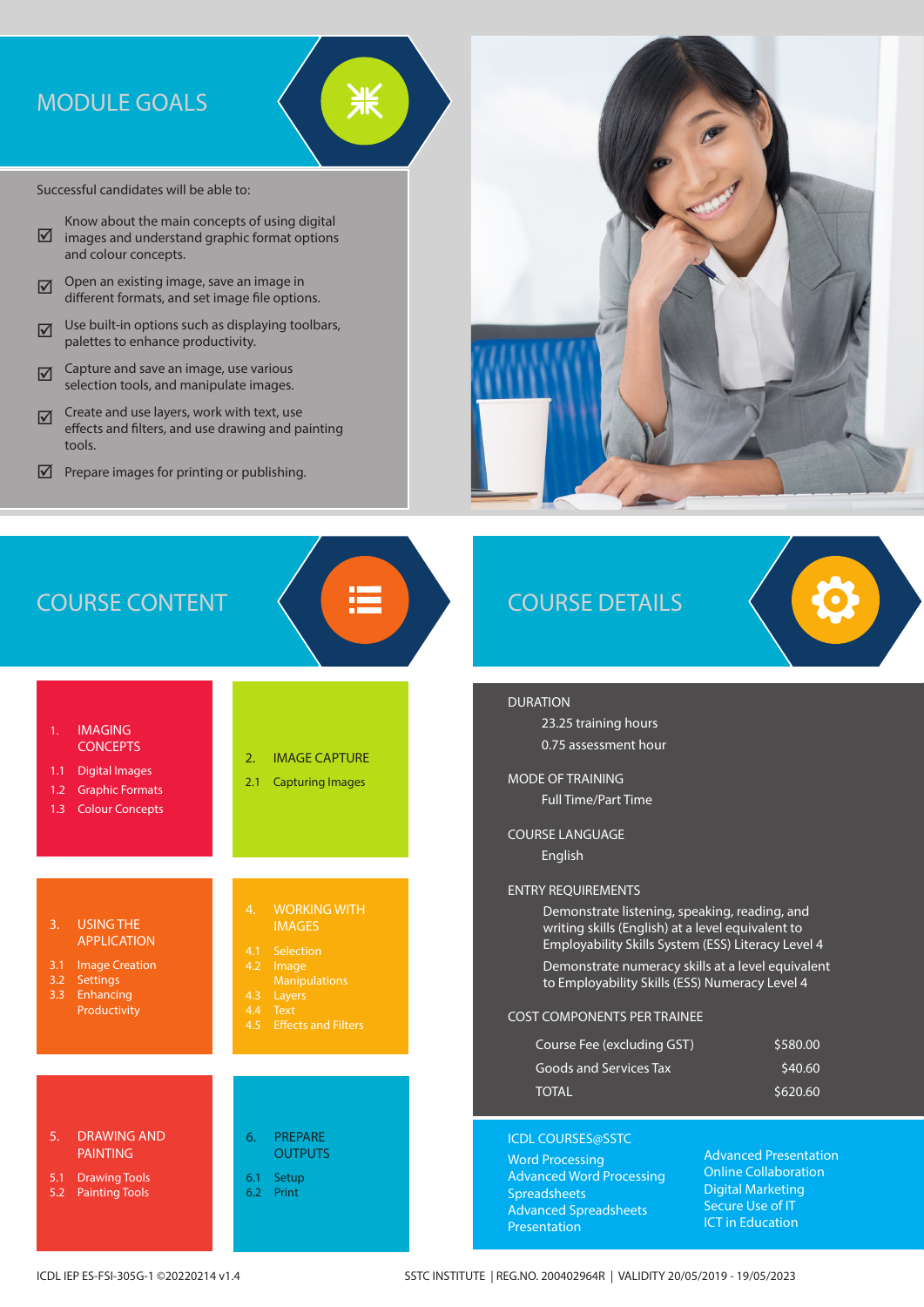## MODULE GOALS

Successful candidates will be able to:

- ☑ Know about the main concepts of using digital images and understand graphic format options and colour concepts.
- ☑ Open an existing image, save an image in different formats, and set image file options.
- ☑ Use built-in options such as displaying toolbars, palettes to enhance productivity.
- ☑ Capture and save an image, use various selection tools, and manipulate images.
- ☑ Create and use layers, work with text, use effects and filters, and use drawing and painting tools.
- ☑ Prepare images for printing or publishing.

## COURSE CONTENT

**1. IMAGING CONCEPTS**
- 1.1 Digital Images
- 1.2 Graphic Formats
- 1.3 Colour Concepts

**2. IMAGE CAPTURE**
- 2.1 Capturing Images

**3. USING THE APPLICATION**
- 3.1 Image Creation
- 3.2 Settings
- 3.3 Enhancing Productivity

**4. WORKING WITH IMAGES**
- 4.1 Selection
- 4.2 Image Manipulations
- 4.3 Layers
- 4.4 Text
- 4.5 Effects and Filters

**5. DRAWING AND PAINTING**
- 5.1 Drawing Tools
- 5.2 Painting Tools

**6. PREPARE OUTPUTS**
- 6.1 Setup
- 6.2 Print

## COURSE DETAILS

**DURATION**

23.25 training hours

0.75 assessment hour

**MODE OF TRAINING**

Full Time/Part Time

**COURSE LANGUAGE**

English

**ENTRY REQUIREMENTS**

Demonstrate listening, speaking, reading, and writing skills (English) at a level equivalent to Employability Skills System (ESS) Literacy Level 4

Demonstrate numeracy skills at a level equivalent to Employability Skills (ESS) Numeracy Level 4

**COST COMPONENTS PER TRAINEE**

| | |
|---|---|
| Course Fee (excluding GST) | $580.00 |
| Goods and Services Tax | $40.60 |
| TOTAL | $620.60 |

**ICDL COURSES@SSTC**

- Word Processing
- Advanced Word Processing
- Spreadsheets
- Advanced Spreadsheets
- Presentation
- Advanced Presentation
- Online Collaboration
- Digital Marketing
- Secure Use of IT
- ICT in Education

ICDL IEP ES-FSI-305G-1 ©20220214 v1.4

SSTC INSTITUTE | REG.NO. 200402964R | VALIDITY 20/05/2019 - 19/05/2023